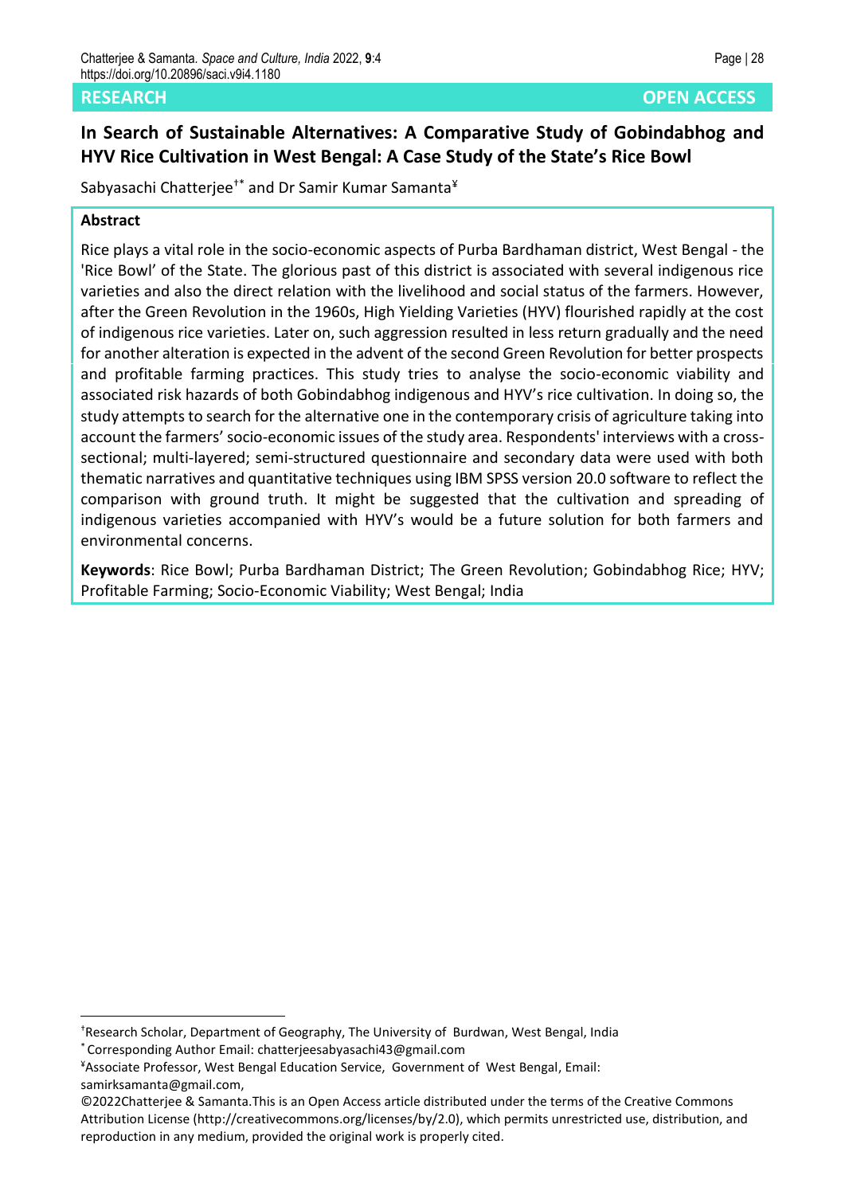RESEARCH

OPEN ACCESS

# In Search of Sustainable Alternatives: A Comparative Study of Gobindabhog and HYV Rice Cultivation in West Bengal: A Case Study of the State's Rice Bowl

Sabyasachi Chatterjee[†*] and Dr Samir Kumar Samanta[¥]

## Abstract

Rice plays a vital role in the socio-economic aspects of Purba Bardhaman district, West Bengal - the 'Rice Bowl' of the State. The glorious past of this district is associated with several indigenous rice varieties and also the direct relation with the livelihood and social status of the farmers. However, after the Green Revolution in the 1960s, High Yielding Varieties (HYV) flourished rapidly at the cost of indigenous rice varieties. Later on, such aggression resulted in less return gradually and the need for another alteration is expected in the advent of the second Green Revolution for better prospects and profitable farming practices. This study tries to analyse the socio-economic viability and associated risk hazards of both Gobindabhog indigenous and HYV's rice cultivation. In doing so, the study attempts to search for the alternative one in the contemporary crisis of agriculture taking into account the farmers' socio-economic issues of the study area. Respondents' interviews with a cross-sectional; multi-layered; semi-structured questionnaire and secondary data were used with both thematic narratives and quantitative techniques using IBM SPSS version 20.0 software to reflect the comparison with ground truth. It might be suggested that the cultivation and spreading of indigenous varieties accompanied with HYV's would be a future solution for both farmers and environmental concerns.

**Keywords**: Rice Bowl; Purba Bardhaman District; The Green Revolution; Gobindabhog Rice; HYV; Profitable Farming; Socio-Economic Viability; West Bengal; India

---

[†]Research Scholar, Department of Geography, The University of Burdwan, West Bengal, India

[*] Corresponding Author Email: chatterjeesabyasachi43@gmail.com

[¥]Associate Professor, West Bengal Education Service, Government of West Bengal, Email: samirksamanta@gmail.com,

©2022Chatterjee & Samanta.This is an Open Access article distributed under the terms of the Creative Commons Attribution License (http://creativecommons.org/licenses/by/2.0), which permits unrestricted use, distribution, and reproduction in any medium, provided the original work is properly cited.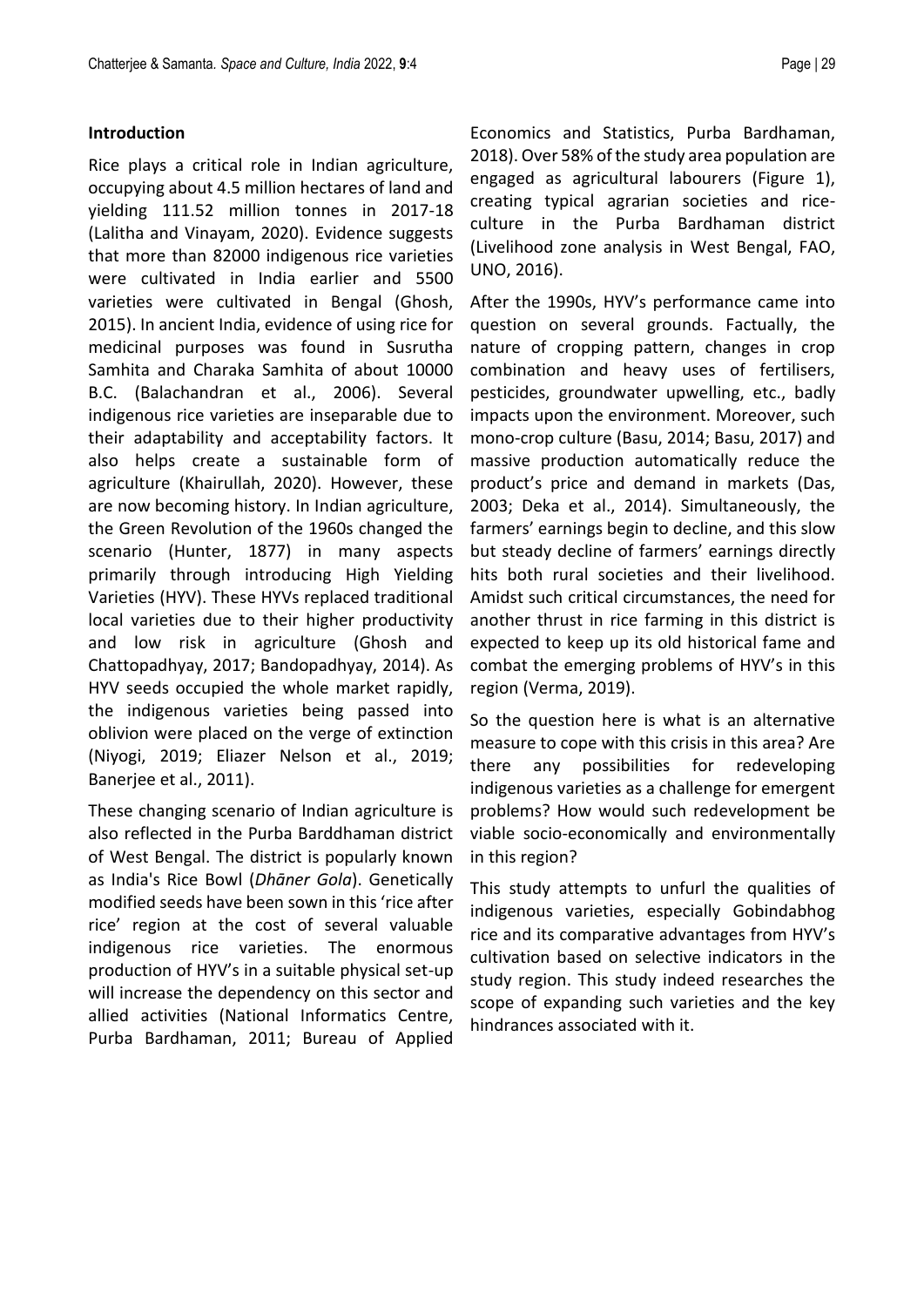## Introduction

Rice plays a critical role in Indian agriculture, occupying about 4.5 million hectares of land and yielding 111.52 million tonnes in 2017-18 (Lalitha and Vinayam, 2020). Evidence suggests that more than 82000 indigenous rice varieties were cultivated in India earlier and 5500 varieties were cultivated in Bengal (Ghosh, 2015). In ancient India, evidence of using rice for medicinal purposes was found in Susrutha Samhita and Charaka Samhita of about 10000 B.C. (Balachandran et al., 2006). Several indigenous rice varieties are inseparable due to their adaptability and acceptability factors. It also helps create a sustainable form of agriculture (Khairullah, 2020). However, these are now becoming history. In Indian agriculture, the Green Revolution of the 1960s changed the scenario (Hunter, 1877) in many aspects primarily through introducing High Yielding Varieties (HYV). These HYVs replaced traditional local varieties due to their higher productivity and low risk in agriculture (Ghosh and Chattopadhyay, 2017; Bandopadhyay, 2014). As HYV seeds occupied the whole market rapidly, the indigenous varieties being passed into oblivion were placed on the verge of extinction (Niyogi, 2019; Eliazer Nelson et al., 2019; Banerjee et al., 2011).

These changing scenario of Indian agriculture is also reflected in the Purba Barddhaman district of West Bengal. The district is popularly known as India's Rice Bowl (*Dhāner Gola*). Genetically modified seeds have been sown in this 'rice after rice' region at the cost of several valuable indigenous rice varieties. The enormous production of HYV's in a suitable physical set-up will increase the dependency on this sector and allied activities (National Informatics Centre, Purba Bardhaman, 2011; Bureau of Applied Economics and Statistics, Purba Bardhaman, 2018). Over 58% of the study area population are engaged as agricultural labourers (Figure 1), creating typical agrarian societies and rice-culture in the Purba Bardhaman district (Livelihood zone analysis in West Bengal, FAO, UNO, 2016).

After the 1990s, HYV's performance came into question on several grounds. Factually, the nature of cropping pattern, changes in crop combination and heavy uses of fertilisers, pesticides, groundwater upwelling, etc., badly impacts upon the environment. Moreover, such mono-crop culture (Basu, 2014; Basu, 2017) and massive production automatically reduce the product's price and demand in markets (Das, 2003; Deka et al., 2014). Simultaneously, the farmers' earnings begin to decline, and this slow but steady decline of farmers' earnings directly hits both rural societies and their livelihood. Amidst such critical circumstances, the need for another thrust in rice farming in this district is expected to keep up its old historical fame and combat the emerging problems of HYV's in this region (Verma, 2019).

So the question here is what is an alternative measure to cope with this crisis in this area? Are there any possibilities for redeveloping indigenous varieties as a challenge for emergent problems? How would such redevelopment be viable socio-economically and environmentally in this region?

This study attempts to unfurl the qualities of indigenous varieties, especially Gobindabhog rice and its comparative advantages from HYV's cultivation based on selective indicators in the study region. This study indeed researches the scope of expanding such varieties and the key hindrances associated with it.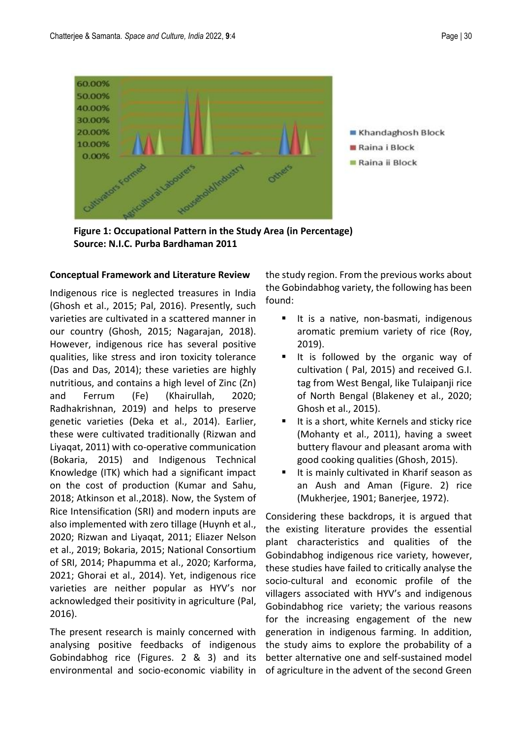**Figure 1: Occupational Pattern in the Study Area (in Percentage)**
**Source: N.I.C. Purba Bardhaman 2011**

### Conceptual Framework and Literature Review

Indigenous rice is neglected treasures in India (Ghosh et al., 2015; Pal, 2016). Presently, such varieties are cultivated in a scattered manner in our country (Ghosh, 2015; Nagarajan, 2018). However, indigenous rice has several positive qualities, like stress and iron toxicity tolerance (Das and Das, 2014); these varieties are highly nutritious, and contains a high level of Zinc (Zn) and Ferrum (Fe) (Khairullah, 2020; Radhakrishnan, 2019) and helps to preserve genetic varieties (Deka et al., 2014). Earlier, these were cultivated traditionally (Rizwan and Liyaqat, 2011) with co-operative communication (Bokaria, 2015) and Indigenous Technical Knowledge (ITK) which had a significant impact on the cost of production (Kumar and Sahu, 2018; Atkinson et al.,2018). Now, the System of Rice Intensification (SRI) and modern inputs are also implemented with zero tillage (Huynh et al., 2020; Rizwan and Liyaqat, 2011; Eliazer Nelson et al., 2019; Bokaria, 2015; National Consortium of SRI, 2014; Phapumma et al., 2020; Karforma, 2021; Ghorai et al., 2014). Yet, indigenous rice varieties are neither popular as HYV's nor acknowledged their positivity in agriculture (Pal, 2016).

The present research is mainly concerned with analysing positive feedbacks of indigenous Gobindabhog rice (Figures. 2 & 3) and its environmental and socio-economic viability in the study region. From the previous works about the Gobindabhog variety, the following has been found:

- It is a native, non-basmati, indigenous aromatic premium variety of rice (Roy, 2019).
- It is followed by the organic way of cultivation ( Pal, 2015) and received G.I. tag from West Bengal, like Tulaipanji rice of North Bengal (Blakeney et al., 2020; Ghosh et al., 2015).
- It is a short, white Kernels and sticky rice (Mohanty et al., 2011), having a sweet buttery flavour and pleasant aroma with good cooking qualities (Ghosh, 2015).
- It is mainly cultivated in Kharif season as an Aush and Aman (Figure. 2) rice (Mukherjee, 1901; Banerjee, 1972).

Considering these backdrops, it is argued that the existing literature provides the essential plant characteristics and qualities of the Gobindabhog indigenous rice variety, however, these studies have failed to critically analyse the socio-cultural and economic profile of the villagers associated with HYV's and indigenous Gobindabhog rice variety; the various reasons for the increasing engagement of the new generation in indigenous farming. In addition, the study aims to explore the probability of a better alternative one and self-sustained model of agriculture in the advent of the second Green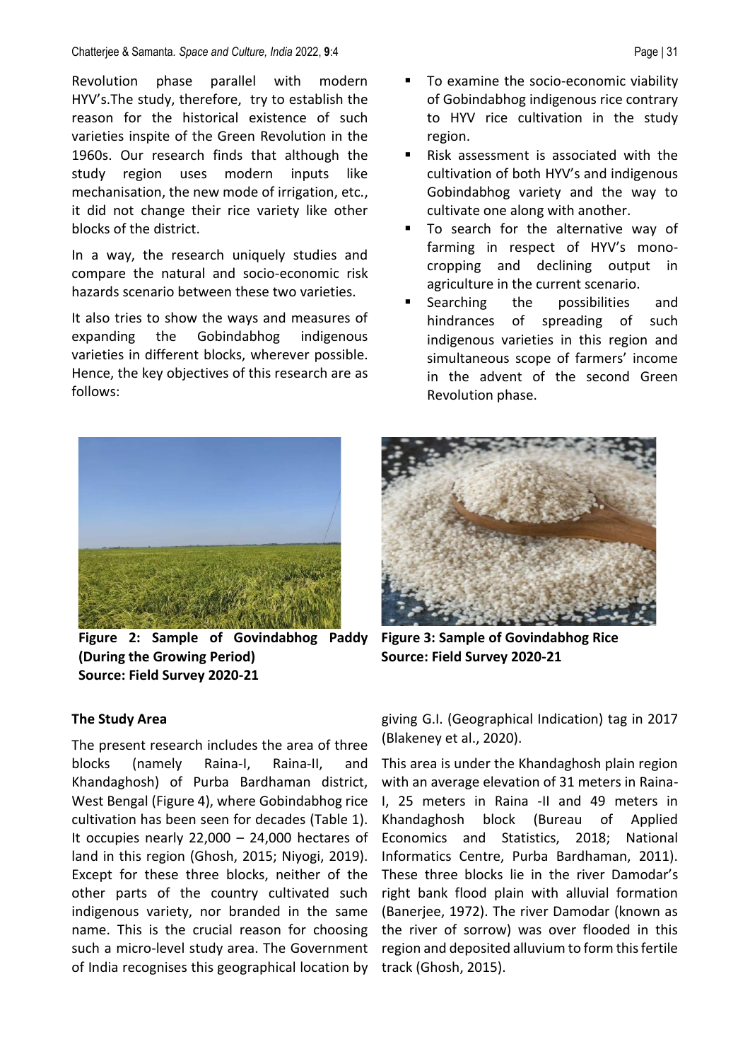Revolution phase parallel with modern HYV's.The study, therefore, try to establish the reason for the historical existence of such varieties inspite of the Green Revolution in the 1960s. Our research finds that although the study region uses modern inputs like mechanisation, the new mode of irrigation, etc., it did not change their rice variety like other blocks of the district.

In a way, the research uniquely studies and compare the natural and socio-economic risk hazards scenario between these two varieties.

It also tries to show the ways and measures of expanding the Gobindabhog indigenous varieties in different blocks, wherever possible. Hence, the key objectives of this research are as follows:

- To examine the socio-economic viability of Gobindabhog indigenous rice contrary to HYV rice cultivation in the study region.
- Risk assessment is associated with the cultivation of both HYV's and indigenous Gobindabhog variety and the way to cultivate one along with another.
- To search for the alternative way of farming in respect of HYV's mono-cropping and declining output in agriculture in the current scenario.
- Searching the possibilities and hindrances of spreading of such indigenous varieties in this region and simultaneous scope of farmers' income in the advent of the second Green Revolution phase.

**Figure 2: Sample of Govindabhog Paddy (During the Growing Period)**
**Source: Field Survey 2020-21**

**Figure 3: Sample of Govindabhog Rice**
**Source: Field Survey 2020-21**

**The Study Area**

The present research includes the area of three blocks (namely Raina-I, Raina-II, and Khandaghosh) of Purba Bardhaman district, West Bengal (Figure 4), where Gobindabhog rice cultivation has been seen for decades (Table 1). It occupies nearly 22,000 – 24,000 hectares of land in this region (Ghosh, 2015; Niyogi, 2019). Except for these three blocks, neither of the other parts of the country cultivated such indigenous variety, nor branded in the same name. This is the crucial reason for choosing such a micro-level study area. The Government of India recognises this geographical location by giving G.I. (Geographical Indication) tag in 2017 (Blakeney et al., 2020).

This area is under the Khandaghosh plain region with an average elevation of 31 meters in Raina-I, 25 meters in Raina -II and 49 meters in Khandaghosh block (Bureau of Applied Economics and Statistics, 2018; National Informatics Centre, Purba Bardhaman, 2011). These three blocks lie in the river Damodar's right bank flood plain with alluvial formation (Banerjee, 1972). The river Damodar (known as the river of sorrow) was over flooded in this region and deposited alluvium to form this fertile track (Ghosh, 2015).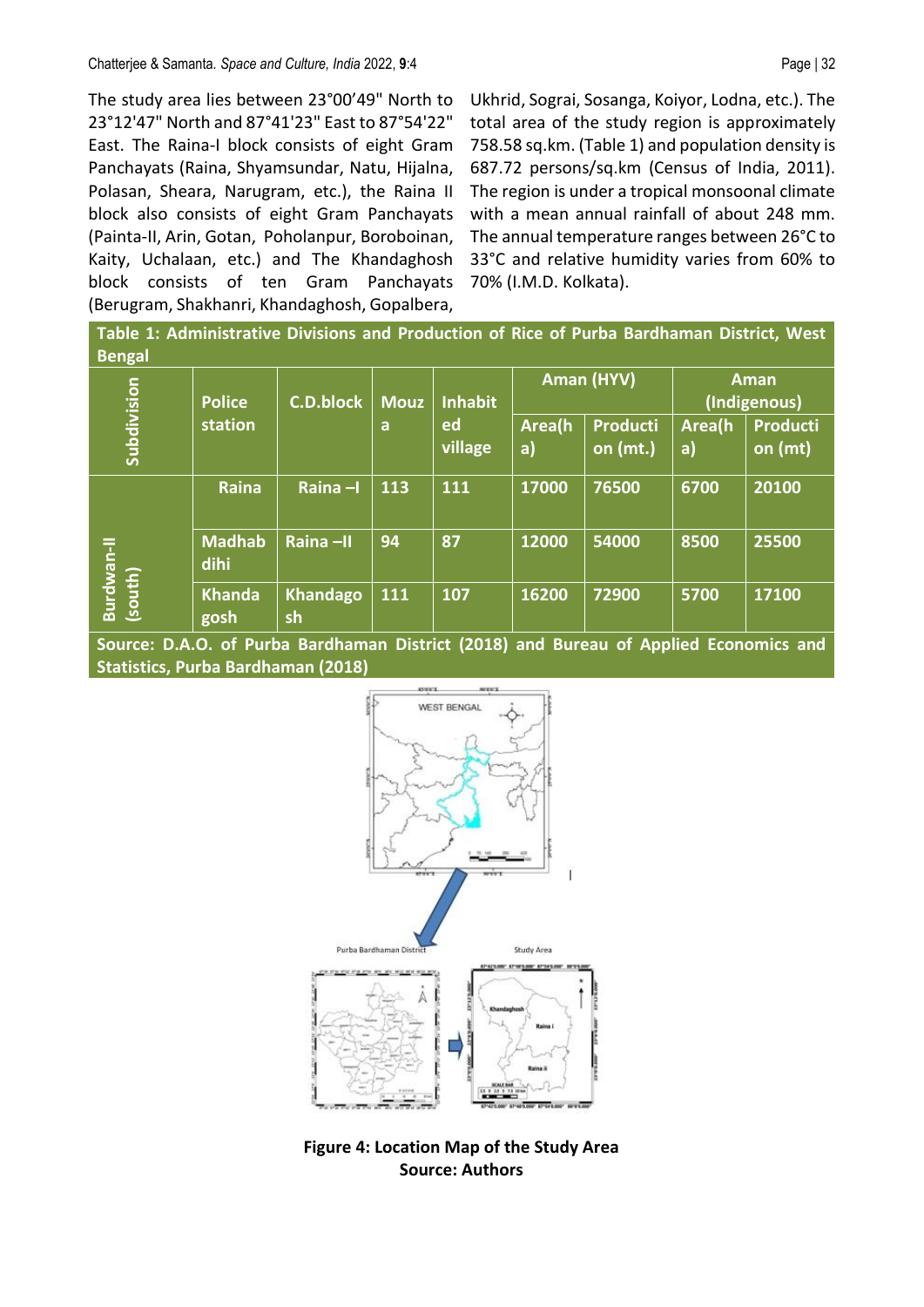The study area lies between 23°00′49" North to 23°12'47" North and 87°41'23" East to 87°54'22" East. The Raina-I block consists of eight Gram Panchayats (Raina, Shyamsundar, Natu, Hijalna, Polasan, Sheara, Narugram, etc.), the Raina II block also consists of eight Gram Panchayats (Painta-II, Arin, Gotan, Poholanpur, Boroboinan, Kaity, Uchalaan, etc.) and The Khandaghosh block consists of ten Gram Panchayats (Berugram, Shakhanri, Khandaghosh, Gopalbera, Ukhrid, Sograi, Sosanga, Koiyor, Lodna, etc.). The total area of the study region is approximately 758.58 sq.km. (Table 1) and population density is 687.72 persons/sq.km (Census of India, 2011). The region is under a tropical monsoonal climate with a mean annual rainfall of about 248 mm. The annual temperature ranges between 26°C to 33°C and relative humidity varies from 60% to 70% (I.M.D. Kolkata).

**Table 1: Administrative Divisions and Production of Rice of Purba Bardhaman District, West Bengal**

| Subdivision | Police station | C.D.block | Mouza | Inhabited village | Aman (HYV) | | Aman (Indigenous) | |
|---|---|---|---|---|---|---|---|---|
| | | | | | Area(ha) | Production (mt.) | Area(ha) | Production (mt) |
| Burdwan-II (south) | Raina | Raina –I | 113 | 111 | 17000 | 76500 | 6700 | 20100 |
| | Madhabdihi | Raina –II | 94 | 87 | 12000 | 54000 | 8500 | 25500 |
| | Khandagosh | Khandagosh | 111 | 107 | 16200 | 72900 | 5700 | 17100 |

Source: D.A.O. of Purba Bardhaman District (2018) and Bureau of Applied Economics and Statistics, Purba Bardhaman (2018)

**Figure 4: Location Map of the Study Area**
**Source: Authors**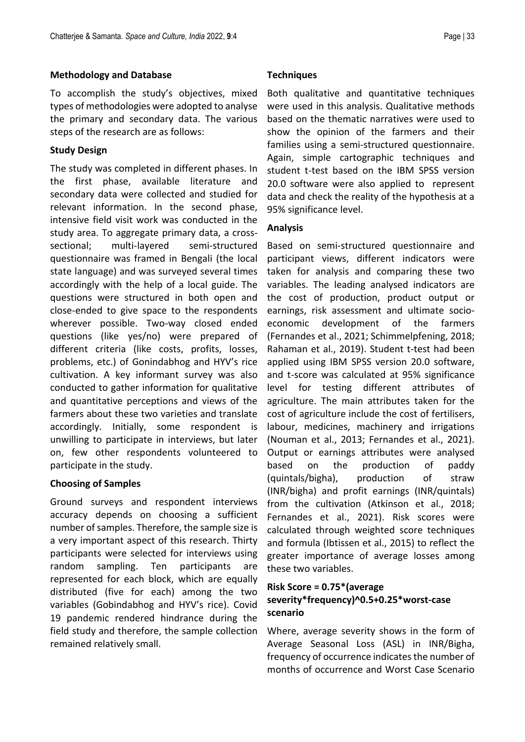## Methodology and Database

To accomplish the study's objectives, mixed types of methodologies were adopted to analyse the primary and secondary data. The various steps of the research are as follows:

### Study Design

The study was completed in different phases. In the first phase, available literature and secondary data were collected and studied for relevant information. In the second phase, intensive field visit work was conducted in the study area. To aggregate primary data, a cross-sectional; multi-layered semi-structured questionnaire was framed in Bengali (the local state language) and was surveyed several times accordingly with the help of a local guide. The questions were structured in both open and close-ended to give space to the respondents wherever possible. Two-way closed ended questions (like yes/no) were prepared of different criteria (like costs, profits, losses, problems, etc.) of Gonindabhog and HYV's rice cultivation. A key informant survey was also conducted to gather information for qualitative and quantitative perceptions and views of the farmers about these two varieties and translate accordingly. Initially, some respondent is unwilling to participate in interviews, but later on, few other respondents volunteered to participate in the study.

### Choosing of Samples

Ground surveys and respondent interviews accuracy depends on choosing a sufficient number of samples. Therefore, the sample size is a very important aspect of this research. Thirty participants were selected for interviews using random sampling. Ten participants are represented for each block, which are equally distributed (five for each) among the two variables (Gobindabhog and HYV's rice). Covid 19 pandemic rendered hindrance during the field study and therefore, the sample collection remained relatively small.

### Techniques

Both qualitative and quantitative techniques were used in this analysis. Qualitative methods based on the thematic narratives were used to show the opinion of the farmers and their families using a semi-structured questionnaire. Again, simple cartographic techniques and student t-test based on the IBM SPSS version 20.0 software were also applied to represent data and check the reality of the hypothesis at a 95% significance level.

### Analysis

Based on semi-structured questionnaire and participant views, different indicators were taken for analysis and comparing these two variables. The leading analysed indicators are the cost of production, product output or earnings, risk assessment and ultimate socio-economic development of the farmers (Fernandes et al., 2021; Schimmelpfening, 2018; Rahaman et al., 2019). Student t-test had been applied using IBM SPSS version 20.0 software, and t-score was calculated at 95% significance level for testing different attributes of agriculture. The main attributes taken for the cost of agriculture include the cost of fertilisers, labour, medicines, machinery and irrigations (Nouman et al., 2013; Fernandes et al., 2021). Output or earnings attributes were analysed based on the production of paddy (quintals/bigha), production of straw (INR/bigha) and profit earnings (INR/quintals) from the cultivation (Atkinson et al., 2018; Fernandes et al., 2021). Risk scores were calculated through weighted score techniques and formula (Ibtissen et al., 2015) to reflect the greater importance of average losses among these two variables.

**Risk Score = 0.75*(average severity*frequency)^0.5+0.25*worst-case scenario**

Where, average severity shows in the form of Average Seasonal Loss (ASL) in INR/Bigha, frequency of occurrence indicates the number of months of occurrence and Worst Case Scenario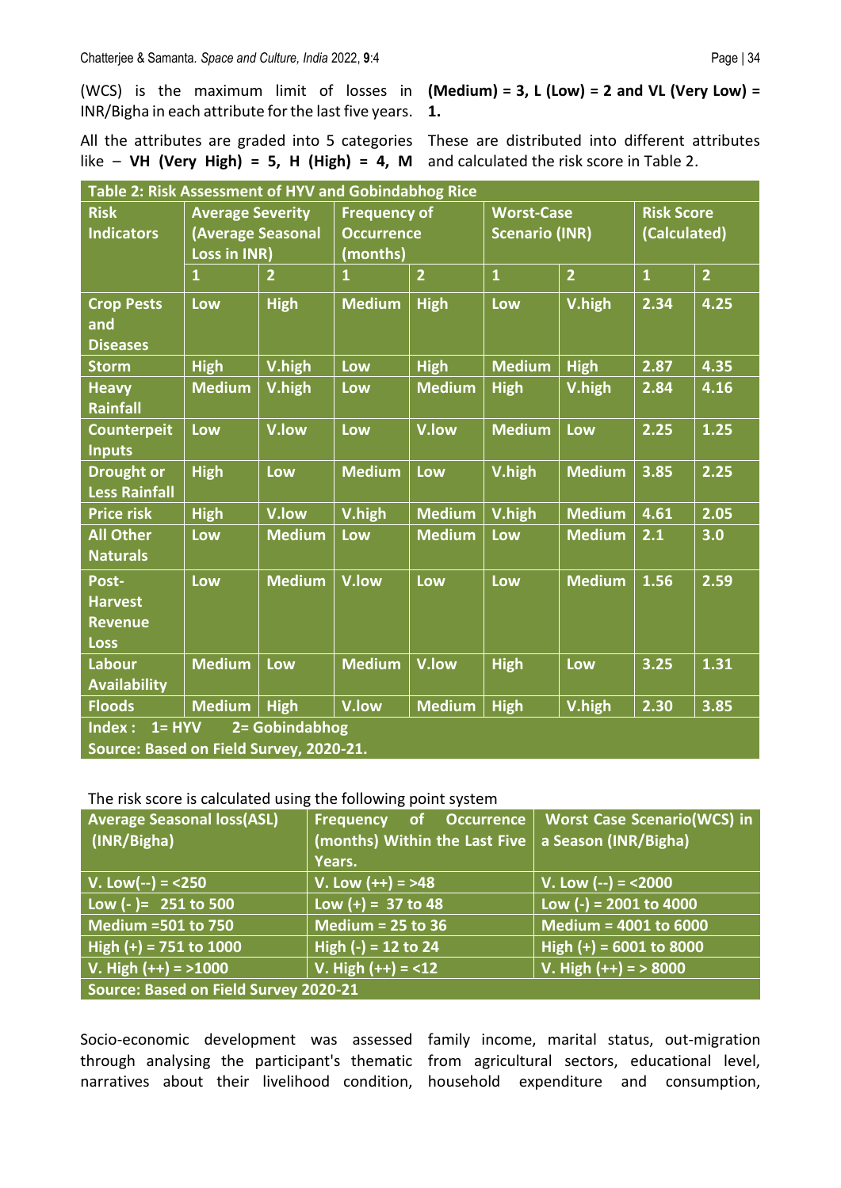(WCS) is the maximum limit of losses in INR/Bigha in each attribute for the last five years.

All the attributes are graded into 5 categories like – **VH (Very High) = 5, H (High) = 4, M (Medium) = 3, L (Low) = 2 and VL (Very Low) = 1.**

These are distributed into different attributes and calculated the risk score in Table 2.

**Table 2: Risk Assessment of HYV and Gobindabhog Rice**

| Risk Indicators | Average Severity (Average Seasonal Loss in INR) | | Frequency of Occurrence (months) | | Worst-Case Scenario (INR) | | Risk Score (Calculated) | |
|---|---|---|---|---|---|---|---|---|
| | 1 | 2 | 1 | 2 | 1 | 2 | 1 | 2 |
| Crop Pests and Diseases | Low | High | Medium | High | Low | V.high | 2.34 | 4.25 |
| Storm | High | V.high | Low | High | Medium | High | 2.87 | 4.35 |
| Heavy Rainfall | Medium | V.high | Low | Medium | High | V.high | 2.84 | 4.16 |
| Counterpeit Inputs | Low | V.low | Low | V.low | Medium | Low | 2.25 | 1.25 |
| Drought or Less Rainfall | High | Low | Medium | Low | V.high | Medium | 3.85 | 2.25 |
| Price risk | High | V.low | V.high | Medium | V.high | Medium | 4.61 | 2.05 |
| All Other Naturals | Low | Medium | Low | Medium | Low | Medium | 2.1 | 3.0 |
| Post-Harvest Revenue Loss | Low | Medium | V.low | Low | Low | Medium | 1.56 | 2.59 |
| Labour Availability | Medium | Low | Medium | V.low | High | Low | 3.25 | 1.31 |
| Floods | Medium | High | V.low | Medium | High | V.high | 2.30 | 3.85 |

Index : 1= HYV 2= Gobindabhog

Source: Based on Field Survey, 2020-21.

The risk score is calculated using the following point system

| Average Seasonal loss(ASL) (INR/Bigha) | Frequency of Occurrence (months) Within the Last Five Years. | Worst Case Scenario(WCS) in a Season (INR/Bigha) |
|---|---|---|
| V. Low(--) = <250 | V. Low (++) = >48 | V. Low (--) = <2000 |
| Low (- )= 251 to 500 | Low (+) = 37 to 48 | Low (-) = 2001 to 4000 |
| Medium =501 to 750 | Medium = 25 to 36 | Medium = 4001 to 6000 |
| High (+) = 751 to 1000 | High (-) = 12 to 24 | High (+) = 6001 to 8000 |
| V. High (++) = >1000 | V. High (++) = <12 | V. High (++) = > 8000 |

Source: Based on Field Survey 2020-21

Socio-economic development was assessed through analysing the participant's thematic narratives about their livelihood condition, family income, marital status, out-migration from agricultural sectors, educational level, household expenditure and consumption,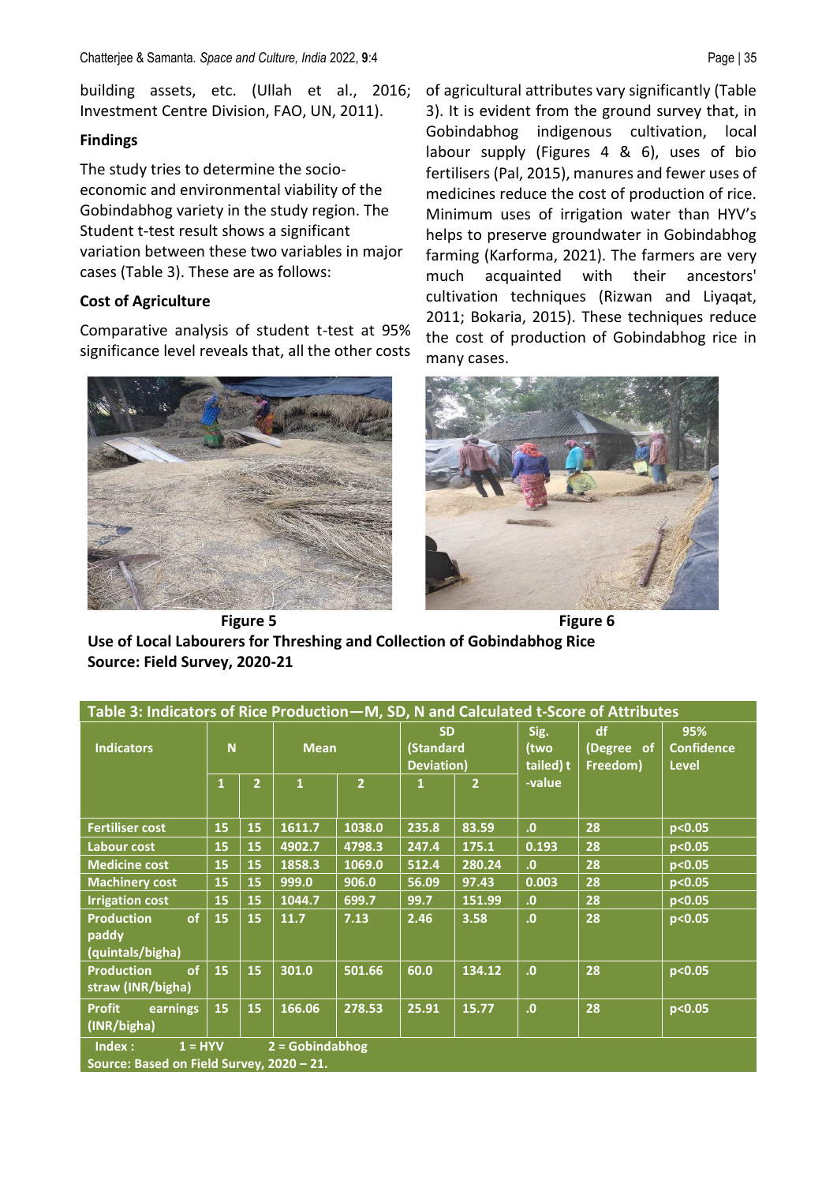building assets, etc. (Ullah et al., 2016; Investment Centre Division, FAO, UN, 2011).

## Findings

The study tries to determine the socio-economic and environmental viability of the Gobindabhog variety in the study region. The Student t-test result shows a significant variation between these two variables in major cases (Table 3). These are as follows:

### Cost of Agriculture

Comparative analysis of student t-test at 95% significance level reveals that, all the other costs of agricultural attributes vary significantly (Table 3). It is evident from the ground survey that, in Gobindabhog indigenous cultivation, local labour supply (Figures 4 & 6), uses of bio fertilisers (Pal, 2015), manures and fewer uses of medicines reduce the cost of production of rice. Minimum uses of irrigation water than HYV's helps to preserve groundwater in Gobindabhog farming (Karforma, 2021). The farmers are very much acquainted with their ancestors' cultivation techniques (Rizwan and Liyaqat, 2011; Bokaria, 2015). These techniques reduce the cost of production of Gobindabhog rice in many cases.

**Figure 5** **Figure 6**

**Use of Local Labourers for Threshing and Collection of Gobindabhog Rice**
**Source: Field Survey, 2020-21**

**Table 3: Indicators of Rice Production—M, SD, N and Calculated t-Score of Attributes**

| Indicators | N | | Mean | | SD (Standard Deviation) | | Sig. (two tailed) t -value | df (Degree of Freedom) | 95% Confidence Level |
|---|---|---|---|---|---|---|---|---|---|
| | 1 | 2 | 1 | 2 | 1 | 2 | | | |
| Fertiliser cost | 15 | 15 | 1611.7 | 1038.0 | 235.8 | 83.59 | .0 | 28 | p<0.05 |
| Labour cost | 15 | 15 | 4902.7 | 4798.3 | 247.4 | 175.1 | 0.193 | 28 | p<0.05 |
| Medicine cost | 15 | 15 | 1858.3 | 1069.0 | 512.4 | 280.24 | .0 | 28 | p<0.05 |
| Machinery cost | 15 | 15 | 999.0 | 906.0 | 56.09 | 97.43 | 0.003 | 28 | p<0.05 |
| Irrigation cost | 15 | 15 | 1044.7 | 699.7 | 99.7 | 151.99 | .0 | 28 | p<0.05 |
| Production of paddy (quintals/bigha) | 15 | 15 | 11.7 | 7.13 | 2.46 | 3.58 | .0 | 28 | p<0.05 |
| Production of straw (INR/bigha) | 15 | 15 | 301.0 | 501.66 | 60.0 | 134.12 | .0 | 28 | p<0.05 |
| Profit earnings (INR/bigha) | 15 | 15 | 166.06 | 278.53 | 25.91 | 15.77 | .0 | 28 | p<0.05 |

Index : 1 = HYV 2 = Gobindabhog

Source: Based on Field Survey, 2020 – 21.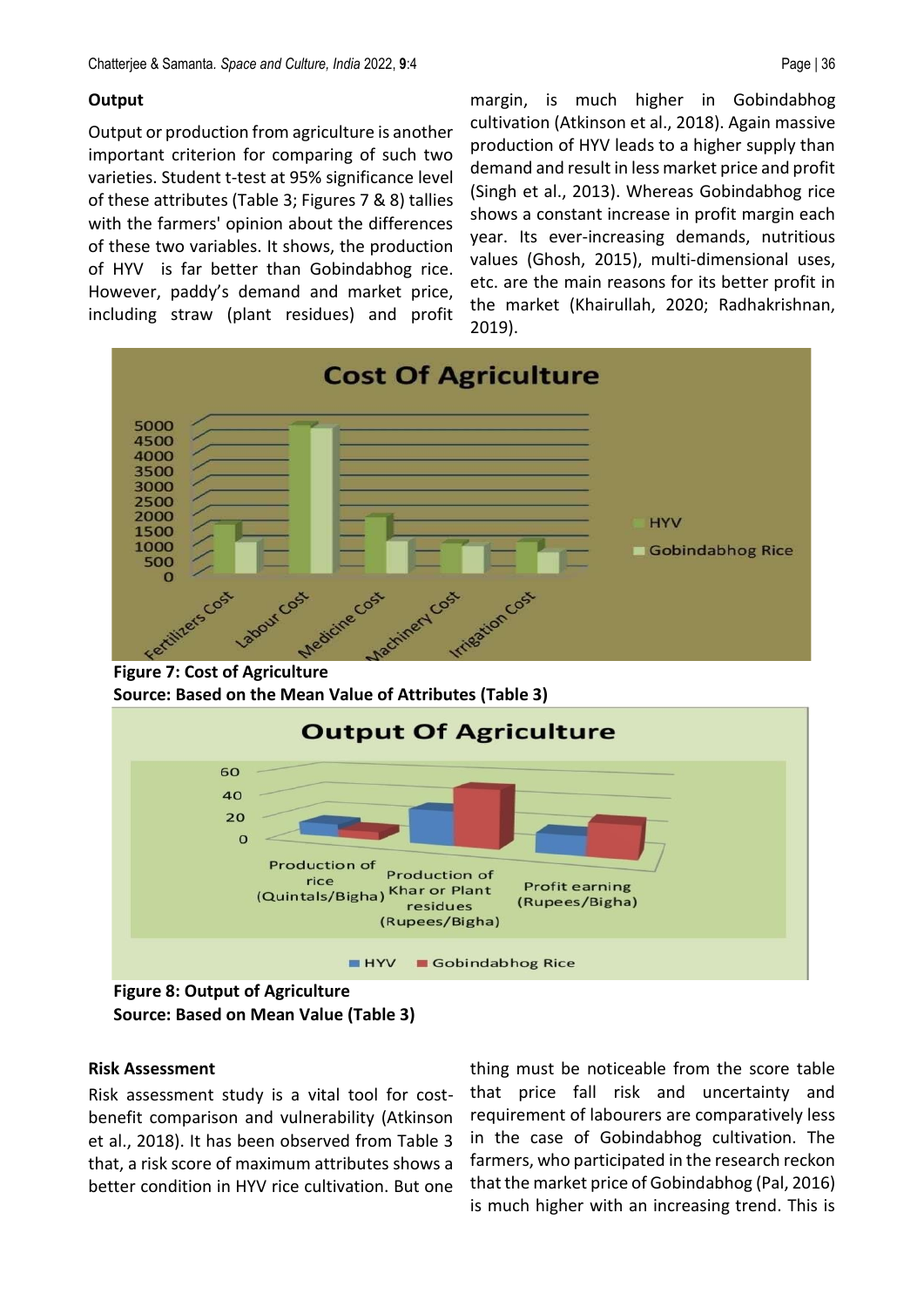### Output

Output or production from agriculture is another important criterion for comparing of such two varieties. Student t-test at 95% significance level of these attributes (Table 3; Figures 7 & 8) tallies with the farmers' opinion about the differences of these two variables. It shows, the production of HYV is far better than Gobindabhog rice. However, paddy's demand and market price, including straw (plant residues) and profit margin, is much higher in Gobindabhog cultivation (Atkinson et al., 2018). Again massive production of HYV leads to a higher supply than demand and result in less market price and profit (Singh et al., 2013). Whereas Gobindabhog rice shows a constant increase in profit margin each year. Its ever-increasing demands, nutritious values (Ghosh, 2015), multi-dimensional uses, etc. are the main reasons for its better profit in the market (Khairullah, 2020; Radhakrishnan, 2019).

**Figure 7: Cost of Agriculture**
**Source: Based on the Mean Value of Attributes (Table 3)**

**Figure 8: Output of Agriculture**
**Source: Based on Mean Value (Table 3)**

### Risk Assessment

Risk assessment study is a vital tool for cost-benefit comparison and vulnerability (Atkinson et al., 2018). It has been observed from Table 3 that, a risk score of maximum attributes shows a better condition in HYV rice cultivation. But one thing must be noticeable from the score table that price fall risk and uncertainty and requirement of labourers are comparatively less in the case of Gobindabhog cultivation. The farmers, who participated in the research reckon that the market price of Gobindabhog (Pal, 2016) is much higher with an increasing trend. This is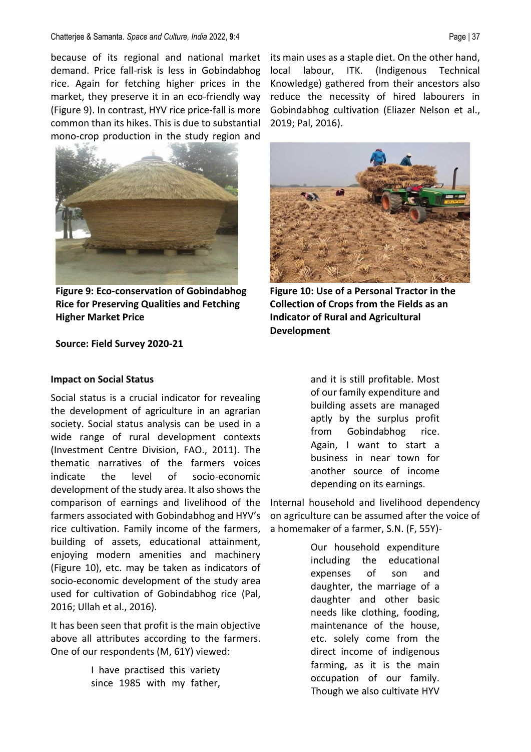because of its regional and national market demand. Price fall-risk is less in Gobindabhog rice. Again for fetching higher prices in the market, they preserve it in an eco-friendly way (Figure 9). In contrast, HYV rice price-fall is more common than its hikes. This is due to substantial mono-crop production in the study region and its main uses as a staple diet. On the other hand, local labour, ITK. (Indigenous Technical Knowledge) gathered from their ancestors also reduce the necessity of hired labourers in Gobindabhog cultivation (Eliazer Nelson et al., 2019; Pal, 2016).

**Figure 9: Eco-conservation of Gobindabhog Rice for Preserving Qualities and Fetching Higher Market Price**

**Figure 10: Use of a Personal Tractor in the Collection of Crops from the Fields as an Indicator of Rural and Agricultural Development**

**Source: Field Survey 2020-21**

**Impact on Social Status**

Social status is a crucial indicator for revealing the development of agriculture in an agrarian society. Social status analysis can be used in a wide range of rural development contexts (Investment Centre Division, FAO., 2011). The thematic narratives of the farmers voices indicate the level of socio-economic development of the study area. It also shows the comparison of earnings and livelihood of the farmers associated with Gobindabhog and HYV's rice cultivation. Family income of the farmers, building of assets, educational attainment, enjoying modern amenities and machinery (Figure 10), etc. may be taken as indicators of socio-economic development of the study area used for cultivation of Gobindabhog rice (Pal, 2016; Ullah et al., 2016).

It has been seen that profit is the main objective above all attributes according to the farmers. One of our respondents (M, 61Y) viewed:

> I have practised this variety since 1985 with my father, and it is still profitable. Most of our family expenditure and building assets are managed aptly by the surplus profit from Gobindabhog rice. Again, I want to start a business in near town for another source of income depending on its earnings.

Internal household and livelihood dependency on agriculture can be assumed after the voice of a homemaker of a farmer, S.N. (F, 55Y)-

> Our household expenditure including the educational expenses of son and daughter, the marriage of a daughter and other basic needs like clothing, fooding, maintenance of the house, etc. solely come from the direct income of indigenous farming, as it is the main occupation of our family. Though we also cultivate HYV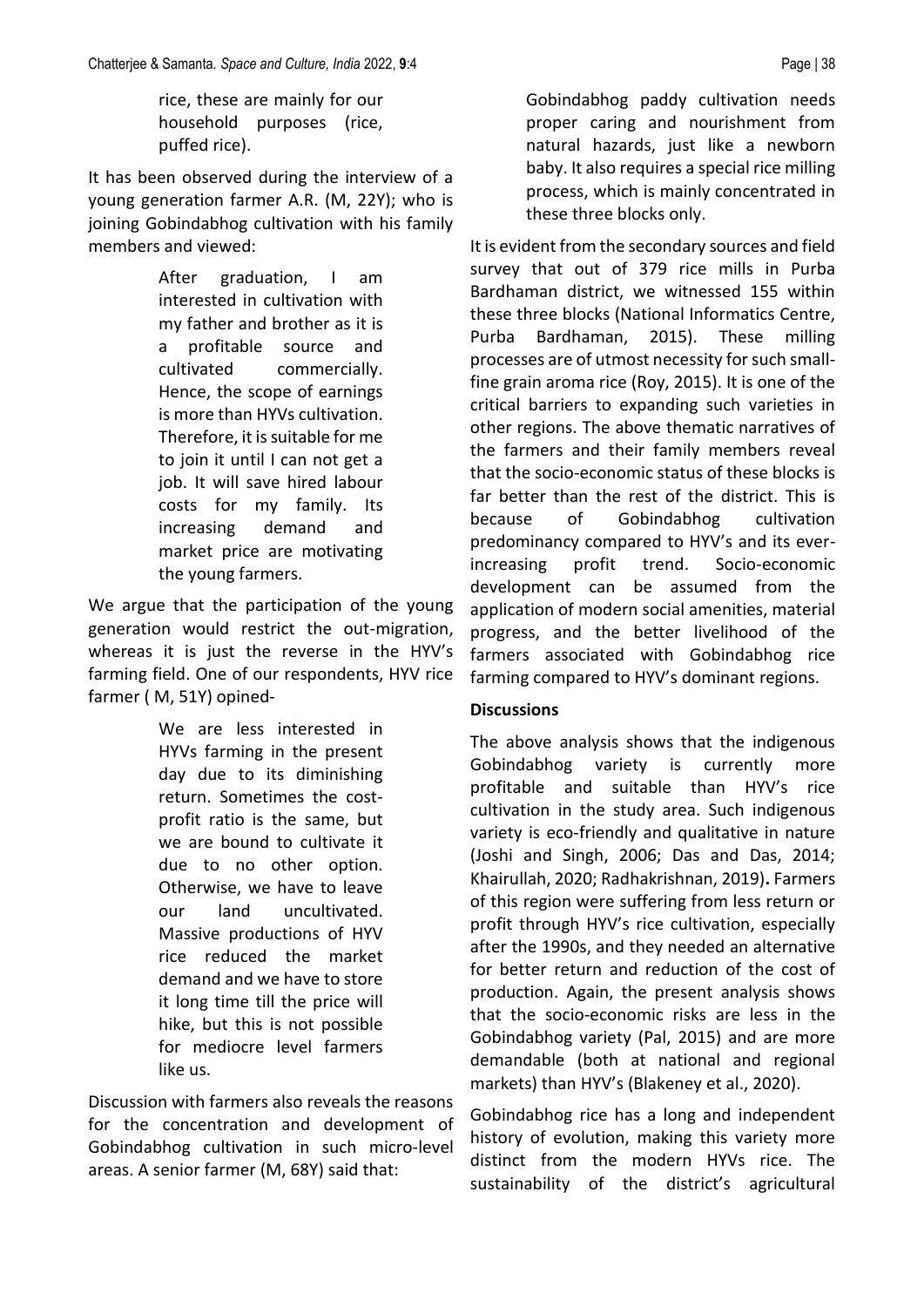rice, these are mainly for our household purposes (rice, puffed rice).

It has been observed during the interview of a young generation farmer A.R. (M, 22Y); who is joining Gobindabhog cultivation with his family members and viewed:

> After graduation, I am interested in cultivation with my father and brother as it is a profitable source and cultivated commercially. Hence, the scope of earnings is more than HYVs cultivation. Therefore, it is suitable for me to join it until I can not get a job. It will save hired labour costs for my family. Its increasing demand and market price are motivating the young farmers.

We argue that the participation of the young generation would restrict the out-migration, whereas it is just the reverse in the HYV's farming field. One of our respondents, HYV rice farmer ( M, 51Y) opined-

> We are less interested in HYVs farming in the present day due to its diminishing return. Sometimes the cost-profit ratio is the same, but we are bound to cultivate it due to no other option. Otherwise, we have to leave our land uncultivated. Massive productions of HYV rice reduced the market demand and we have to store it long time till the price will hike, but this is not possible for mediocre level farmers like us.

Discussion with farmers also reveals the reasons for the concentration and development of Gobindabhog cultivation in such micro-level areas. A senior farmer (M, 68Y) said that:

> Gobindabhog paddy cultivation needs proper caring and nourishment from natural hazards, just like a newborn baby. It also requires a special rice milling process, which is mainly concentrated in these three blocks only.

It is evident from the secondary sources and field survey that out of 379 rice mills in Purba Bardhaman district, we witnessed 155 within these three blocks (National Informatics Centre, Purba Bardhaman, 2015). These milling processes are of utmost necessity for such small-fine grain aroma rice (Roy, 2015). It is one of the critical barriers to expanding such varieties in other regions. The above thematic narratives of the farmers and their family members reveal that the socio-economic status of these blocks is far better than the rest of the district. This is because of Gobindabhog cultivation predominancy compared to HYV's and its ever-increasing profit trend. Socio-economic development can be assumed from the application of modern social amenities, material progress, and the better livelihood of the farmers associated with Gobindabhog rice farming compared to HYV's dominant regions.

**Discussions**

The above analysis shows that the indigenous Gobindabhog variety is currently more profitable and suitable than HYV's rice cultivation in the study area. Such indigenous variety is eco-friendly and qualitative in nature (Joshi and Singh, 2006; Das and Das, 2014; Khairullah, 2020; Radhakrishnan, 2019). Farmers of this region were suffering from less return or profit through HYV's rice cultivation, especially after the 1990s, and they needed an alternative for better return and reduction of the cost of production. Again, the present analysis shows that the socio-economic risks are less in the Gobindabhog variety (Pal, 2015) and are more demandable (both at national and regional markets) than HYV's (Blakeney et al., 2020).

Gobindabhog rice has a long and independent history of evolution, making this variety more distinct from the modern HYVs rice. The sustainability of the district's agricultural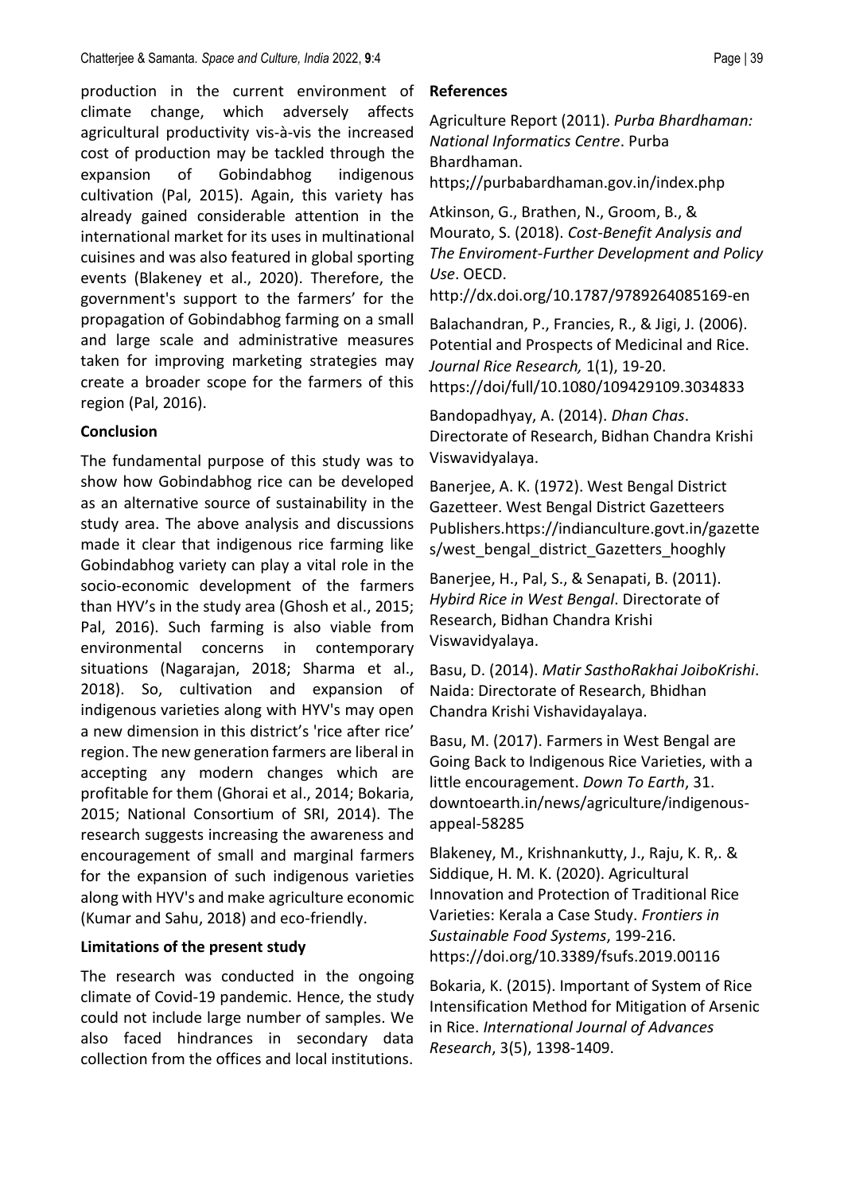production in the current environment of climate change, which adversely affects agricultural productivity vis-à-vis the increased cost of production may be tackled through the expansion of Gobindabhog indigenous cultivation (Pal, 2015). Again, this variety has already gained considerable attention in the international market for its uses in multinational cuisines and was also featured in global sporting events (Blakeney et al., 2020). Therefore, the government's support to the farmers' for the propagation of Gobindabhog farming on a small and large scale and administrative measures taken for improving marketing strategies may create a broader scope for the farmers of this region (Pal, 2016).

## Conclusion

The fundamental purpose of this study was to show how Gobindabhog rice can be developed as an alternative source of sustainability in the study area. The above analysis and discussions made it clear that indigenous rice farming like Gobindabhog variety can play a vital role in the socio-economic development of the farmers than HYV's in the study area (Ghosh et al., 2015; Pal, 2016). Such farming is also viable from environmental concerns in contemporary situations (Nagarajan, 2018; Sharma et al., 2018). So, cultivation and expansion of indigenous varieties along with HYV's may open a new dimension in this district's 'rice after rice' region. The new generation farmers are liberal in accepting any modern changes which are profitable for them (Ghorai et al., 2014; Bokaria, 2015; National Consortium of SRI, 2014). The research suggests increasing the awareness and encouragement of small and marginal farmers for the expansion of such indigenous varieties along with HYV's and make agriculture economic (Kumar and Sahu, 2018) and eco-friendly.

## Limitations of the present study

The research was conducted in the ongoing climate of Covid-19 pandemic. Hence, the study could not include large number of samples. We also faced hindrances in secondary data collection from the offices and local institutions.

## References

Agriculture Report (2011). *Purba Bhardhaman: National Informatics Centre*. Purba Bhardhaman. https;//purbabardhaman.gov.in/index.php

Atkinson, G., Brathen, N., Groom, B., & Mourato, S. (2018). *Cost-Benefit Analysis and The Enviroment-Further Development and Policy Use*. OECD. http://dx.doi.org/10.1787/9789264085169-en

Balachandran, P., Francies, R., & Jigi, J. (2006). Potential and Prospects of Medicinal and Rice. *Journal Rice Research,* 1(1), 19-20. https://doi/full/10.1080/109429109.3034833

Bandopadhyay, A. (2014). *Dhan Chas*. Directorate of Research, Bidhan Chandra Krishi Viswavidyalaya.

Banerjee, A. K. (1972). West Bengal District Gazetteer. West Bengal District Gazetteers Publishers.https://indianculture.govt.in/gazettes/west_bengal_district_Gazetters_hooghly

Banerjee, H., Pal, S., & Senapati, B. (2011). *Hybird Rice in West Bengal*. Directorate of Research, Bidhan Chandra Krishi Viswavidyalaya.

Basu, D. (2014). *Matir SasthoRakhai JoiboKrishi*. Naida: Directorate of Research, Bhidhan Chandra Krishi Vishavidayalaya.

Basu, M. (2017). Farmers in West Bengal are Going Back to Indigenous Rice Varieties, with a little encouragement. *Down To Earth*, 31. downtoearth.in/news/agriculture/indigenous-appeal-58285

Blakeney, M., Krishnankutty, J., Raju, K. R,. & Siddique, H. M. K. (2020). Agricultural Innovation and Protection of Traditional Rice Varieties: Kerala a Case Study. *Frontiers in Sustainable Food Systems*, 199-216. https://doi.org/10.3389/fsufs.2019.00116

Bokaria, K. (2015). Important of System of Rice Intensification Method for Mitigation of Arsenic in Rice. *International Journal of Advances Research*, 3(5), 1398-1409.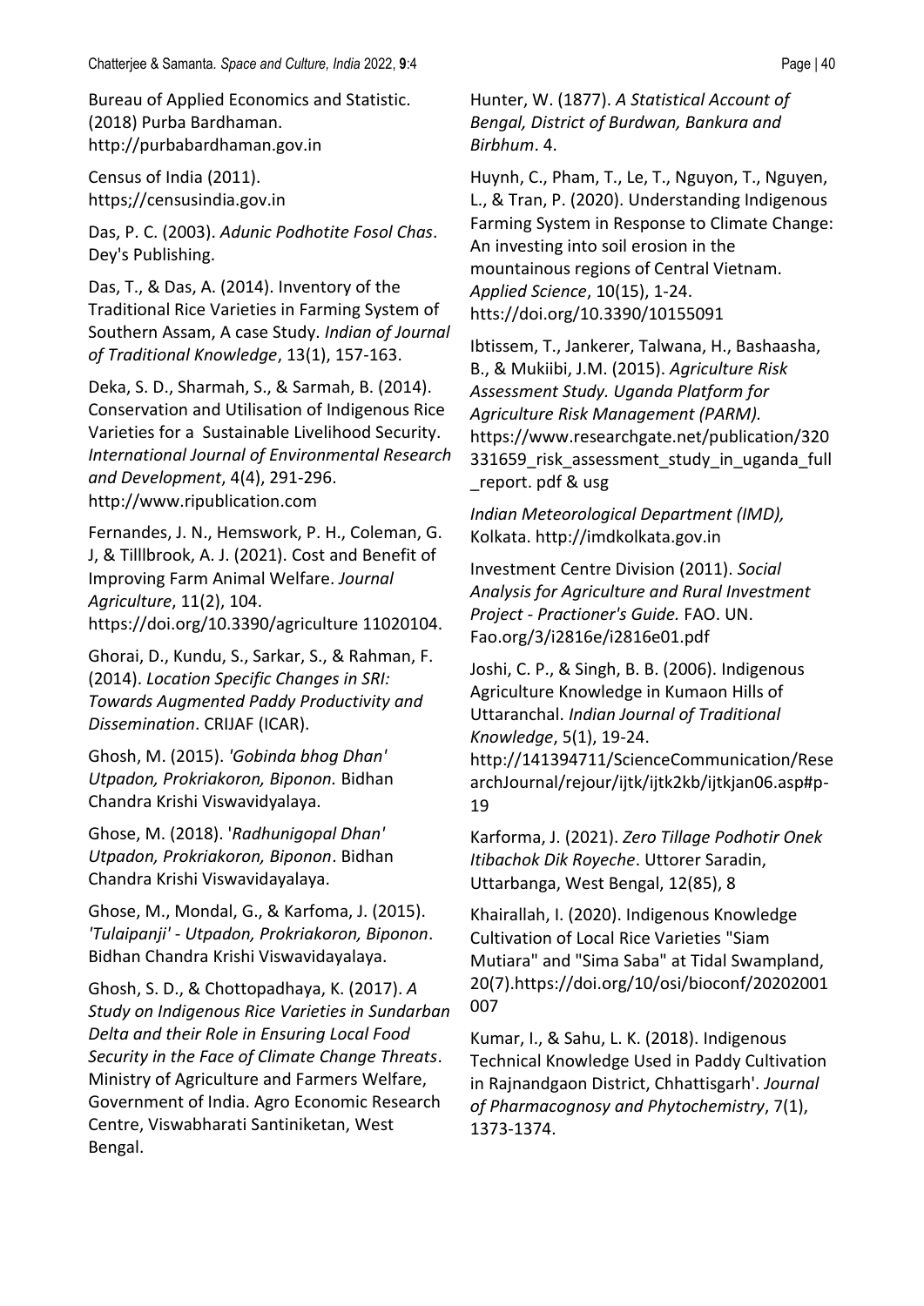Bureau of Applied Economics and Statistic. (2018) Purba Bardhaman. http://purbabardhaman.gov.in

Census of India (2011). https;//censusindia.gov.in

Das, P. C. (2003). *Adunic Podhotite Fosol Chas*. Dey's Publishing.

Das, T., & Das, A. (2014). Inventory of the Traditional Rice Varieties in Farming System of Southern Assam, A case Study. *Indian of Journal of Traditional Knowledge*, 13(1), 157-163.

Deka, S. D., Sharmah, S., & Sarmah, B. (2014). Conservation and Utilisation of Indigenous Rice Varieties for a Sustainable Livelihood Security. *International Journal of Environmental Research and Development*, 4(4), 291-296. http://www.ripublication.com

Fernandes, J. N., Hemswork, P. H., Coleman, G. J, & Tilllbrook, A. J. (2021). Cost and Benefit of Improving Farm Animal Welfare. *Journal Agriculture*, 11(2), 104. https://doi.org/10.3390/agriculture 11020104.

Ghorai, D., Kundu, S., Sarkar, S., & Rahman, F. (2014). *Location Specific Changes in SRI: Towards Augmented Paddy Productivity and Dissemination*. CRIJAF (ICAR).

Ghosh, M. (2015). *'Gobinda bhog Dhan' Utpadon, Prokriakoron, Biponon.* Bidhan Chandra Krishi Viswavidyalaya.

Ghose, M. (2018). '*Radhunigopal Dhan' Utpadon, Prokriakoron, Biponon*. Bidhan Chandra Krishi Viswavidayalaya.

Ghose, M., Mondal, G., & Karfoma, J. (2015). *'Tulaipanji' - Utpadon, Prokriakoron, Biponon*. Bidhan Chandra Krishi Viswavidayalaya.

Ghosh, S. D., & Chottopadhaya, K. (2017). *A Study on Indigenous Rice Varieties in Sundarban Delta and their Role in Ensuring Local Food Security in the Face of Climate Change Threats*. Ministry of Agriculture and Farmers Welfare, Government of India. Agro Economic Research Centre, Viswabharati Santiniketan, West Bengal.

Hunter, W. (1877). *A Statistical Account of Bengal, District of Burdwan, Bankura and Birbhum*. 4.

Huynh, C., Pham, T., Le, T., Nguyon, T., Nguyen, L., & Tran, P. (2020). Understanding Indigenous Farming System in Response to Climate Change: An investing into soil erosion in the mountainous regions of Central Vietnam. *Applied Science*, 10(15), 1-24. htts://doi.org/10.3390/10155091

Ibtissem, T., Jankerer, Talwana, H., Bashaasha, B., & Mukiibi, J.M. (2015). *Agriculture Risk Assessment Study. Uganda Platform for Agriculture Risk Management (PARM).* https://www.researchgate.net/publication/320331659_risk_assessment_study_in_uganda_full_report. pdf & usg

*Indian Meteorological Department (IMD),* Kolkata. http://imdkolkata.gov.in

Investment Centre Division (2011). *Social Analysis for Agriculture and Rural Investment Project - Practioner's Guide.* FAO. UN. Fao.org/3/i2816e/i2816e01.pdf

Joshi, C. P., & Singh, B. B. (2006). Indigenous Agriculture Knowledge in Kumaon Hills of Uttaranchal. *Indian Journal of Traditional Knowledge*, 5(1), 19-24. http://141394711/ScienceCommunication/ResearchJournal/rejour/ijtk/ijtk2kb/ijtkjan06.asp#p-19

Karforma, J. (2021). *Zero Tillage Podhotir Onek Itibachok Dik Royeche*. Uttorer Saradin, Uttarbanga, West Bengal, 12(85), 8

Khairallah, I. (2020). Indigenous Knowledge Cultivation of Local Rice Varieties "Siam Mutiara" and "Sima Saba" at Tidal Swampland, 20(7).https://doi.org/10/osi/bioconf/20202001007

Kumar, I., & Sahu, L. K. (2018). Indigenous Technical Knowledge Used in Paddy Cultivation in Rajnandgaon District, Chhattisgarh'. *Journal of Pharmacognosy and Phytochemistry*, 7(1), 1373-1374.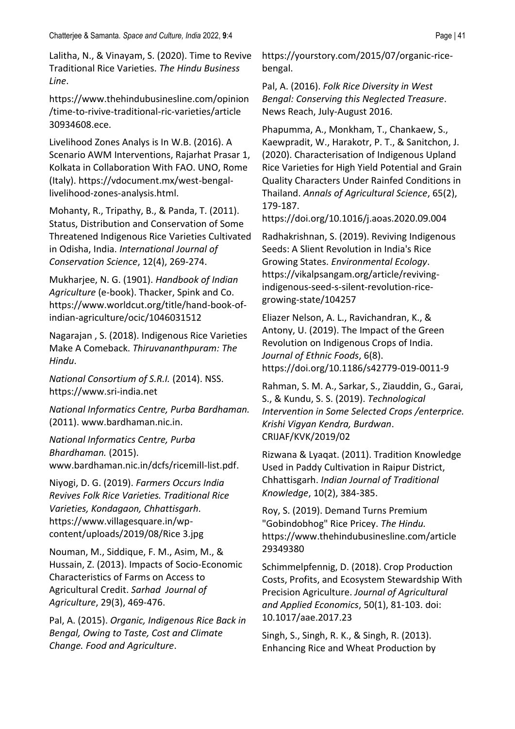Lalitha, N., & Vinayam, S. (2020). Time to Revive Traditional Rice Varieties. *The Hindu Business Line*.

https://www.thehindubusinessline.com/opinion/time-to-rivive-traditional-ric-varieties/article30934608.ece.

Livelihood Zones Analys is In W.B. (2016). A Scenario AWM Interventions, Rajarhat Prasar 1, Kolkata in Collaboration With FAO. UNO, Rome (Italy). https://vdocument.mx/west-bengal-livelihood-zones-analysis.html.

Mohanty, R., Tripathy, B., & Panda, T. (2011). Status, Distribution and Conservation of Some Threatened Indigenous Rice Varieties Cultivated in Odisha, India. *International Journal of Conservation Science*, 12(4), 269-274.

Mukharjee, N. G. (1901). *Handbook of Indian Agriculture* (e-book). Thacker, Spink and Co. https://www.worldcut.org/title/hand-book-of-indian-agriculture/ocic/1046031512

Nagarajan , S. (2018). Indigenous Rice Varieties Make A Comeback. *Thiruvananthpuram: The Hindu*.

*National Consortium of S.R.I.* (2014). NSS. https://www.sri-india.net

*National Informatics Centre, Purba Bardhaman.* (2011). www.bardhaman.nic.in.

*National Informatics Centre, Purba Bhardhaman.* (2015). www.bardhaman.nic.in/dcfs/ricemill-list.pdf.

Niyogi, D. G. (2019). *Farmers Occurs India Revives Folk Rice Varieties. Traditional Rice Varieties, Kondagaon, Chhattisgarh*. https://www.villagesquare.in/wp-content/uploads/2019/08/Rice 3.jpg

Nouman, M., Siddique, F. M., Asim, M., & Hussain, Z. (2013). Impacts of Socio-Economic Characteristics of Farms on Access to Agricultural Credit. *Sarhad Journal of Agriculture*, 29(3), 469-476.

Pal, A. (2015). *Organic, Indigenous Rice Back in Bengal, Owing to Taste, Cost and Climate Change. Food and Agriculture*. https://yourstory.com/2015/07/organic-rice-bengal.

Pal, A. (2016). *Folk Rice Diversity in West Bengal: Conserving this Neglected Treasure*. News Reach, July-August 2016.

Phapumma, A., Monkham, T., Chankaew, S., Kaewpradit, W., Harakotr, P. T., & Sanitchon, J. (2020). Characterisation of Indigenous Upland Rice Varieties for High Yield Potential and Grain Quality Characters Under Rainfed Conditions in Thailand. *Annals of Agricultural Science*, 65(2), 179-187. https://doi.org/10.1016/j.aoas.2020.09.004

Radhakrishnan, S. (2019). Reviving Indigenous Seeds: A Slient Revolution in India's Rice Growing States. *Environmental Ecology*. https://vikalpsangam.org/article/reviving-indigenous-seed-s-silent-revolution-rice-growing-state/104257

Eliazer Nelson, A. L., Ravichandran, K., & Antony, U. (2019). The Impact of the Green Revolution on Indigenous Crops of India. *Journal of Ethnic Foods*, 6(8). https://doi.org/10.1186/s42779-019-0011-9

Rahman, S. M. A., Sarkar, S., Ziauddin, G., Garai, S., & Kundu, S. S. (2019). *Technological Intervention in Some Selected Crops /enterprice. Krishi Vigyan Kendra, Burdwan*. CRIJAF/KVK/2019/02

Rizwana & Lyaqat. (2011). Tradition Knowledge Used in Paddy Cultivation in Raipur District, Chhattisgarh. *Indian Journal of Traditional Knowledge*, 10(2), 384-385.

Roy, S. (2019). Demand Turns Premium "Gobindobhog" Rice Pricey. *The Hindu.* https://www.thehindubusinessline.com/article29349380

Schimmelpfennig, D. (2018). Crop Production Costs, Profits, and Ecosystem Stewardship With Precision Agriculture. *Journal of Agricultural and Applied Economics*, 50(1), 81-103. doi: 10.1017/aae.2017.23

Singh, S., Singh, R. K., & Singh, R. (2013). Enhancing Rice and Wheat Production by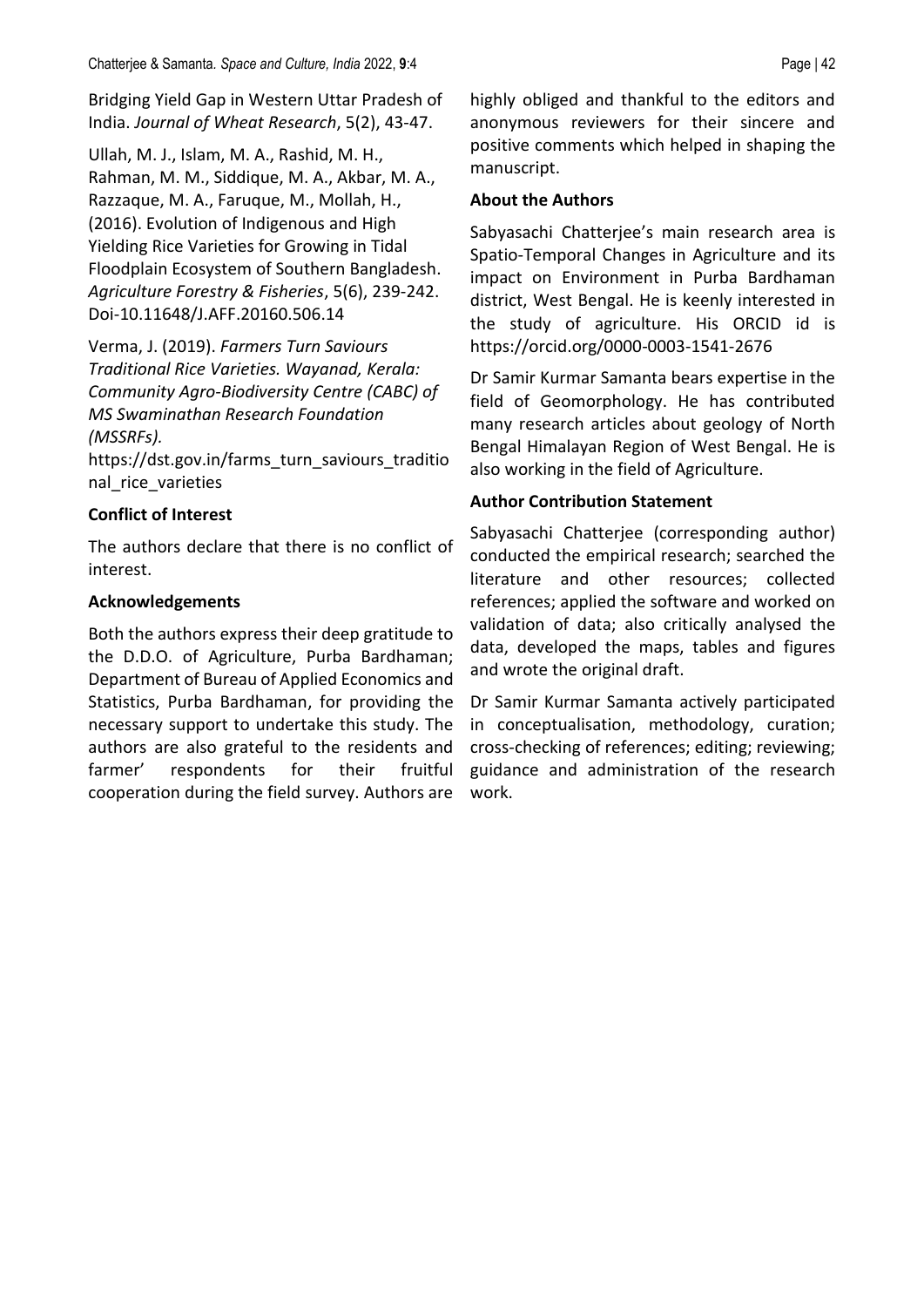Bridging Yield Gap in Western Uttar Pradesh of India. *Journal of Wheat Research*, 5(2), 43-47.

Ullah, M. J., Islam, M. A., Rashid, M. H., Rahman, M. M., Siddique, M. A., Akbar, M. A., Razzaque, M. A., Faruque, M., Mollah, H., (2016). Evolution of Indigenous and High Yielding Rice Varieties for Growing in Tidal Floodplain Ecosystem of Southern Bangladesh. *Agriculture Forestry & Fisheries*, 5(6), 239-242. Doi-10.11648/J.AFF.20160.506.14

Verma, J. (2019). *Farmers Turn Saviours Traditional Rice Varieties. Wayanad, Kerala: Community Agro-Biodiversity Centre (CABC) of MS Swaminathan Research Foundation (MSSRFs).* https://dst.gov.in/farms_turn_saviours_traditional_rice_varieties

### Conflict of Interest

The authors declare that there is no conflict of interest.

### Acknowledgements

Both the authors express their deep gratitude to the D.D.O. of Agriculture, Purba Bardhaman; Department of Bureau of Applied Economics and Statistics, Purba Bardhaman, for providing the necessary support to undertake this study. The authors are also grateful to the residents and farmer' respondents for their fruitful cooperation during the field survey. Authors are highly obliged and thankful to the editors and anonymous reviewers for their sincere and positive comments which helped in shaping the manuscript.

### About the Authors

Sabyasachi Chatterjee's main research area is Spatio-Temporal Changes in Agriculture and its impact on Environment in Purba Bardhaman district, West Bengal. He is keenly interested in the study of agriculture. His ORCID id is https://orcid.org/0000-0003-1541-2676

Dr Samir Kurmar Samanta bears expertise in the field of Geomorphology. He has contributed many research articles about geology of North Bengal Himalayan Region of West Bengal. He is also working in the field of Agriculture.

### Author Contribution Statement

Sabyasachi Chatterjee (corresponding author) conducted the empirical research; searched the literature and other resources; collected references; applied the software and worked on validation of data; also critically analysed the data, developed the maps, tables and figures and wrote the original draft.

Dr Samir Kurmar Samanta actively participated in conceptualisation, methodology, curation; cross-checking of references; editing; reviewing; guidance and administration of the research work.